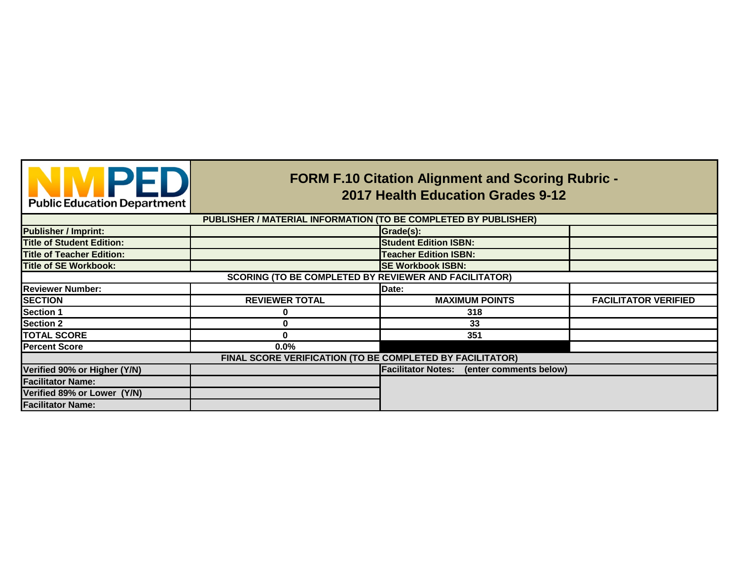# FORM F.10 Citation Alignment and Scoring Rubric - 2017 Health Education Grades 9-12

NMPED Public Education Department

| PUBLISHER / MATERIAL INFORMATION (TO BE COMPLETED BY PUBLISHER) | | | |
|---|---|---|---|
| Publisher / Imprint: | | Grade(s): | |
| Title of Student Edition: | | Student Edition ISBN: | |
| Title of Teacher Edition: | | Teacher Edition ISBN: | |
| Title of SE Workbook: | | SE Workbook ISBN: | |
| **SCORING (TO BE COMPLETED BY REVIEWER AND FACILITATOR)** | | | |
| Reviewer Number: | | Date: | |
| **SECTION** | **REVIEWER TOTAL** | **MAXIMUM POINTS** | **FACILITATOR VERIFIED** |
| Section 1 | 0 | 318 | |
| Section 2 | 0 | 33 | |
| TOTAL SCORE | 0 | 351 | |
| Percent Score | 0.0% | | |
| **FINAL SCORE VERIFICATION (TO BE COMPLETED BY FACILITATOR)** | | | |
| Verified 90% or Higher (Y/N) | | Facilitator Notes: (enter comments below) | |
| Facilitator Name: | | | |
| Verified 89% or Lower (Y/N) | | | |
| Facilitator Name: | | | |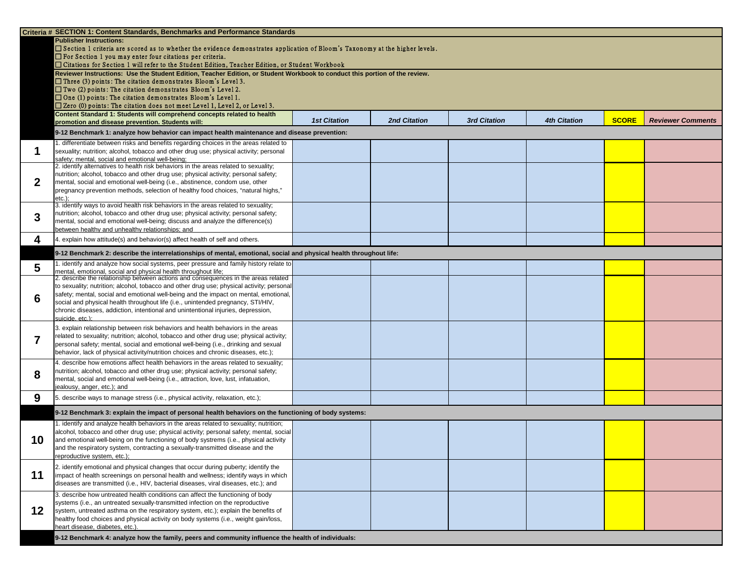| Criteria # | SECTION 1: Content Standards, Benchmarks and Performance Standards | | | | | | |
|---|---|---|---|---|---|---|---|
| | **Publisher Instructions:**<br>☐ Section 1 criteria are scored as to whether the evidence demonstrates application of Bloom's Taxonomy at the higher levels.<br>☐ For Section 1 you may enter four citations per criteria.<br>☐ Citations for Section 1 will refer to the Student Edition, Teacher Edition, or Student Workbook | | | | | | |
| | **Reviewer Instructions: Use the Student Edition, Teacher Edition, or Student Workbook to conduct this portion of the review.**<br>☐ Three (3) points: The citation demonstrates Bloom's Level 3.<br>☐ Two (2) points: The citation demonstrates Bloom's Level 2.<br>☐ One (1) points: The citation demonstrates Bloom's Level 1.<br>☐ Zero (0) points: The citation does not meet Level 1, Level 2, or Level 3. | | | | | | |
| | **Content Standard 1: Students will comprehend concepts related to health promotion and disease prevention. Students will:** | ***1st Citation*** | ***2nd Citation*** | ***3rd Citation*** | ***4th Citation*** | **SCORE** | ***Reviewer Comments*** |
| | **9-12 Benchmark 1: analyze how behavior can impact health maintenance and disease prevention:** | | | | | | |
| **1** | 1. differentiate between risks and benefits regarding choices in the areas related to sexuality; nutrition; alcohol, tobacco and other drug use; physical activity; personal safety; mental, social and emotional well-being; | | | | | | |
| **2** | 2. identify alternatives to health risk behaviors in the areas related to sexuality; nutrition; alcohol, tobacco and other drug use; physical activity; personal safety; mental, social and emotional well-being (i.e., abstinence, condom use, other pregnancy prevention methods, selection of healthy food choices, "natural highs," etc.); | | | | | | |
| **3** | 3. identify ways to avoid health risk behaviors in the areas related to sexuality; nutrition; alcohol, tobacco and other drug use; physical activity; personal safety; mental, social and emotional well-being; discuss and analyze the difference(s) between healthy and unhealthy relationships; and | | | | | | |
| **4** | 4. explain how attitude(s) and behavior(s) affect health of self and others. | | | | | | |
| | **9-12 Benchmark 2: describe the interrelationships of mental, emotional, social and physical health throughout life:** | | | | | | |
| **5** | 1. identify and analyze how social systems, peer pressure and family history relate to mental, emotional, social and physical health throughout life; | | | | | | |
| **6** | 2. describe the relationship between actions and consequences in the areas related to sexuality; nutrition; alcohol, tobacco and other drug use; physical activity; personal safety; mental, social and emotional well-being and the impact on mental, emotional, social and physical health throughout life (i.e., unintended pregnancy, STI/HIV, chronic diseases, addiction, intentional and unintentional injuries, depression, suicide, etc.); | | | | | | |
| **7** | 3. explain relationship between risk behaviors and health behaviors in the areas related to sexuality; nutrition; alcohol, tobacco and other drug use; physical activity; personal safety; mental, social and emotional well-being (i.e., drinking and sexual behavior, lack of physical activity/nutrition choices and chronic diseases, etc.); | | | | | | |
| **8** | 4. describe how emotions affect health behaviors in the areas related to sexuality; nutrition; alcohol, tobacco and other drug use; physical activity; personal safety; mental, social and emotional well-being (i.e., attraction, love, lust, infatuation, jealousy, anger, etc.); and | | | | | | |
| **9** | 5. describe ways to manage stress (i.e., physical activity, relaxation, etc.); | | | | | | |
| | **9-12 Benchmark 3: explain the impact of personal health behaviors on the functioning of body systems:** | | | | | | |
| **10** | 1. identify and analyze health behaviors in the areas related to sexuality; nutrition; alcohol, tobacco and other drug use; physical activity; personal safety; mental, social and emotional well-being on the functioning of body systems (i.e., physical activity and the respiratory system, contracting a sexually-transmitted disease and the reproductive system, etc.); | | | | | | |
| **11** | 2. identify emotional and physical changes that occur during puberty; identify the impact of health screenings on personal health and wellness; identify ways in which diseases are transmitted (i.e., HIV, bacterial diseases, viral diseases, etc.); and | | | | | | |
| **12** | 3. describe how untreated health conditions can affect the functioning of body systems (i.e., an untreated sexually-transmitted infection on the reproductive system, untreated asthma on the respiratory system, etc.); explain the benefits of healthy food choices and physical activity on body systems (i.e., weight gain/loss, heart disease, diabetes, etc.). | | | | | | |
| | **9-12 Benchmark 4: analyze how the family, peers and community influence the health of individuals:** | | | | | | |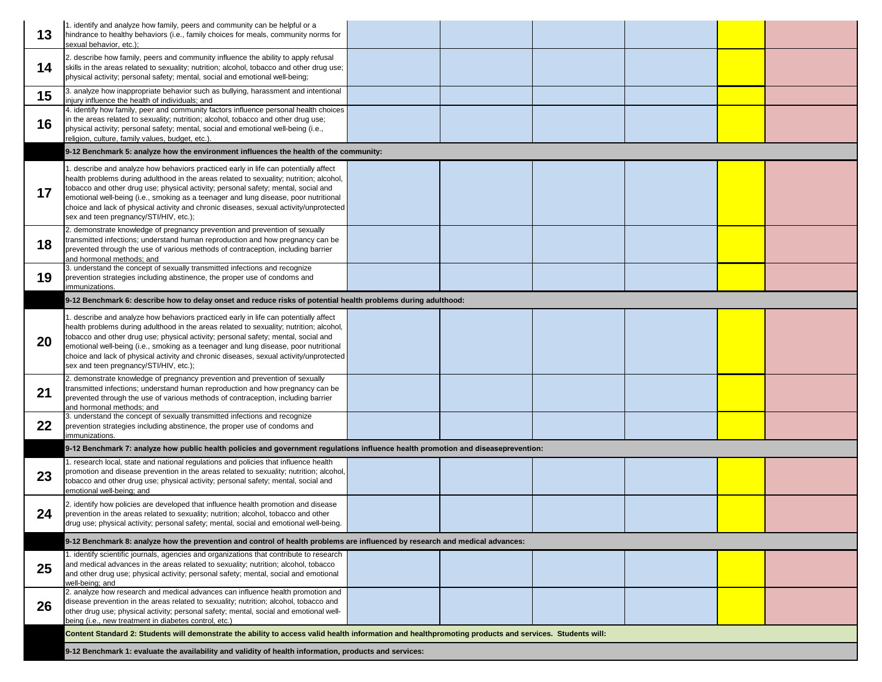| | | | | | | | |
|---|---|---|---|---|---|---|---|
| 13 | 1. identify and analyze how family, peers and community can be helpful or a hindrance to healthy behaviors (i.e., family choices for meals, community norms for sexual behavior, etc.); | | | | | | |
| 14 | 2. describe how family, peers and community influence the ability to apply refusal skills in the areas related to sexuality; nutrition; alcohol, tobacco and other drug use; physical activity; personal safety; mental, social and emotional well-being; | | | | | | |
| 15 | 3. analyze how inappropriate behavior such as bullying, harassment and intentional injury influence the health of individuals; and | | | | | | |
| 16 | 4. identify how family, peer and community factors influence personal health choices in the areas related to sexuality; nutrition; alcohol, tobacco and other drug use; physical activity; personal safety; mental, social and emotional well-being (i.e., religion, culture, family values, budget, etc.). | | | | | | |
| | **9-12 Benchmark 5: analyze how the environment influences the health of the community:** | | | | | | |
| 17 | 1. describe and analyze how behaviors practiced early in life can potentially affect health problems during adulthood in the areas related to sexuality; nutrition; alcohol, tobacco and other drug use; physical activity; personal safety; mental, social and emotional well-being (i.e., smoking as a teenager and lung disease, poor nutritional choice and lack of physical activity and chronic diseases, sexual activity/unprotected sex and teen pregnancy/STI/HIV, etc.); | | | | | | |
| 18 | 2. demonstrate knowledge of pregnancy prevention and prevention of sexually transmitted infections; understand human reproduction and how pregnancy can be prevented through the use of various methods of contraception, including barrier and hormonal methods; and | | | | | | |
| 19 | 3. understand the concept of sexually transmitted infections and recognize prevention strategies including abstinence, the proper use of condoms and immunizations. | | | | | | |
| | **9-12 Benchmark 6: describe how to delay onset and reduce risks of potential health problems during adulthood:** | | | | | | |
| 20 | 1. describe and analyze how behaviors practiced early in life can potentially affect health problems during adulthood in the areas related to sexuality; nutrition; alcohol, tobacco and other drug use; physical activity; personal safety; mental, social and emotional well-being (i.e., smoking as a teenager and lung disease, poor nutritional choice and lack of physical activity and chronic diseases, sexual activity/unprotected sex and teen pregnancy/STI/HIV, etc.); | | | | | | |
| 21 | 2. demonstrate knowledge of pregnancy prevention and prevention of sexually transmitted infections; understand human reproduction and how pregnancy can be prevented through the use of various methods of contraception, including barrier and hormonal methods; and | | | | | | |
| 22 | 3. understand the concept of sexually transmitted infections and recognize prevention strategies including abstinence, the proper use of condoms and immunizations. | | | | | | |
| | **9-12 Benchmark 7: analyze how public health policies and government regulations influence health promotion and diseaseprevention:** | | | | | | |
| 23 | 1. research local, state and national regulations and policies that influence health promotion and disease prevention in the areas related to sexuality; nutrition; alcohol, tobacco and other drug use; physical activity; personal safety; mental, social and emotional well-being; and | | | | | | |
| 24 | 2. identify how policies are developed that influence health promotion and disease prevention in the areas related to sexuality; nutrition; alcohol, tobacco and other drug use; physical activity; personal safety; mental, social and emotional well-being. | | | | | | |
| | **9-12 Benchmark 8: analyze how the prevention and control of health problems are influenced by research and medical advances:** | | | | | | |
| 25 | 1. identify scientific journals, agencies and organizations that contribute to research and medical advances in the areas related to sexuality; nutrition; alcohol, tobacco and other drug use; physical activity; personal safety; mental, social and emotional well-being; and | | | | | | |
| 26 | 2. analyze how research and medical advances can influence health promotion and disease prevention in the areas related to sexuality; nutrition; alcohol, tobacco and other drug use; physical activity; personal safety; mental, social and emotional well-being (i.e., new treatment in diabetes control, etc.) | | | | | | |
| | **Content Standard 2: Students will demonstrate the ability to access valid health information and healthpromoting products and services. Students will:** | | | | | | |
| | **9-12 Benchmark 1: evaluate the availability and validity of health information, products and services:** | | | | | | |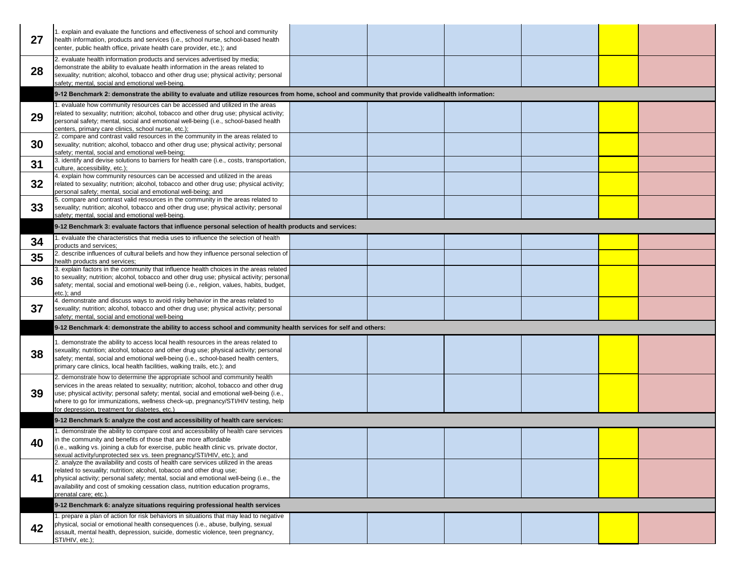| | | | | | | | |
|---|---|---|---|---|---|---|---|
| 27 | 1. explain and evaluate the functions and effectiveness of school and community health information, products and services (i.e., school nurse, school-based health center, public health office, private health care provider, etc.); and | | | | | | |
| 28 | 2. evaluate health information products and services advertised by media; demonstrate the ability to evaluate health information in the areas related to sexuality; nutrition; alcohol, tobacco and other drug use; physical activity; personal safety; mental, social and emotional well-being. | | | | | | |
| | **9-12 Benchmark 2: demonstrate the ability to evaluate and utilize resources from home, school and community that provide validhealth information:** | | | | | | |
| 29 | 1. evaluate how community resources can be accessed and utilized in the areas related to sexuality; nutrition; alcohol, tobacco and other drug use; physical activity; personal safety; mental, social and emotional well-being (i.e., school-based health centers, primary care clinics, school nurse, etc.); | | | | | | |
| 30 | 2. compare and contrast valid resources in the community in the areas related to sexuality; nutrition; alcohol, tobacco and other drug use; physical activity; personal safety; mental, social and emotional well-being; | | | | | | |
| 31 | 3. identify and devise solutions to barriers for health care (i.e., costs, transportation, culture, accessibility, etc.); | | | | | | |
| 32 | 4. explain how community resources can be accessed and utilized in the areas related to sexuality; nutrition; alcohol, tobacco and other drug use; physical activity; personal safety; mental, social and emotional well-being; and | | | | | | |
| 33 | 5. compare and contrast valid resources in the community in the areas related to sexuality; nutrition; alcohol, tobacco and other drug use; physical activity; personal safety; mental, social and emotional well-being. | | | | | | |
| | **9-12 Benchmark 3: evaluate factors that influence personal selection of health products and services:** | | | | | | |
| 34 | 1. evaluate the characteristics that media uses to influence the selection of health products and services; | | | | | | |
| 35 | 2. describe influences of cultural beliefs and how they influence personal selection of health products and services; | | | | | | |
| 36 | 3. explain factors in the community that influence health choices in the areas related to sexuality; nutrition; alcohol, tobacco and other drug use; physical activity; personal safety; mental, social and emotional well-being (i.e., religion, values, habits, budget, etc.); and | | | | | | |
| 37 | 4. demonstrate and discuss ways to avoid risky behavior in the areas related to sexuality; nutrition; alcohol, tobacco and other drug use; physical activity; personal safety; mental, social and emotional well-being | | | | | | |
| | **9-12 Benchmark 4: demonstrate the ability to access school and community health services for self and others:** | | | | | | |
| 38 | 1. demonstrate the ability to access local health resources in the areas related to sexuality; nutrition; alcohol, tobacco and other drug use; physical activity; personal safety; mental, social and emotional well-being (i.e., school-based health centers, primary care clinics, local health facilities, walking trails, etc.); and | | | | | | |
| 39 | 2. demonstrate how to determine the appropriate school and community health services in the areas related to sexuality; nutrition; alcohol, tobacco and other drug use; physical activity; personal safety; mental, social and emotional well-being (i.e., where to go for immunizations, wellness check-up, pregnancy/STI/HIV testing, help for depression, treatment for diabetes, etc.) | | | | | | |
| | **9-12 Benchmark 5: analyze the cost and accessibility of health care services:** | | | | | | |
| 40 | 1. demonstrate the ability to compare cost and accessibility of health care services in the community and benefits of those that are more affordable (i.e., walking vs. joining a club for exercise, public health clinic vs. private doctor, sexual activity/unprotected sex vs. teen pregnancy/STI/HIV, etc.); and | | | | | | |
| 41 | 2. analyze the availability and costs of health care services utilized in the areas related to sexuality; nutrition; alcohol, tobacco and other drug use; physical activity; personal safety; mental, social and emotional well-being (i.e., the availability and cost of smoking cessation class, nutrition education programs, prenatal care; etc.). | | | | | | |
| | **9-12 Benchmark 6: analyze situations requiring professional health services** | | | | | | |
| 42 | 1. prepare a plan of action for risk behaviors in situations that may lead to negative physical, social or emotional health consequences (i.e., abuse, bullying, sexual assault, mental health, depression, suicide, domestic violence, teen pregnancy, STI/HIV, etc.); | | | | | | |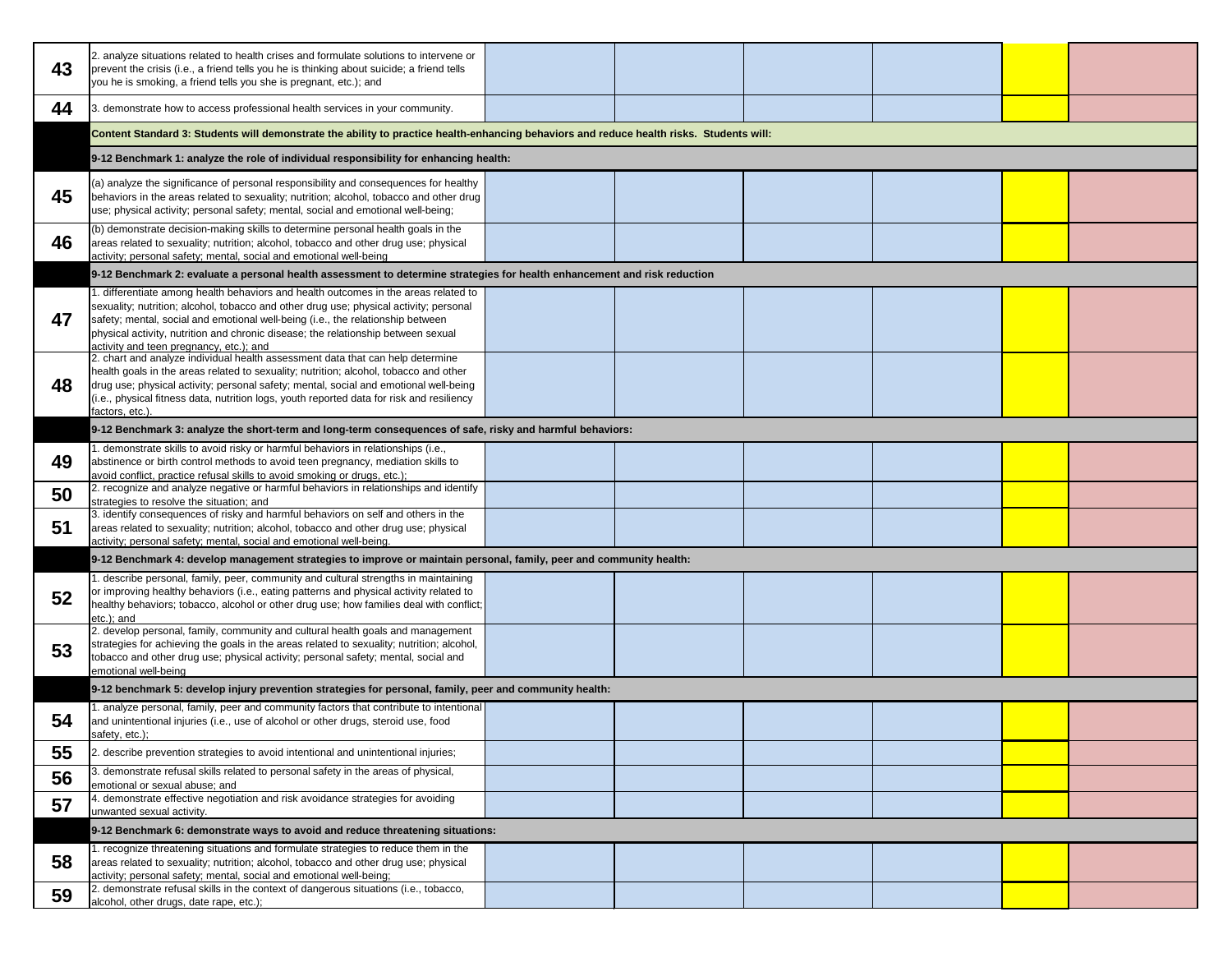| | | | | | | | |
|---|---|---|---|---|---|---|---|
| **43** | 2. analyze situations related to health crises and formulate solutions to intervene or prevent the crisis (i.e., a friend tells you he is thinking about suicide; a friend tells you he is smoking, a friend tells you she is pregnant, etc.); and | | | | | | |
| **44** | 3. demonstrate how to access professional health services in your community. | | | | | | |
| | **Content Standard 3: Students will demonstrate the ability to practice health-enhancing behaviors and reduce health risks. Students will:** | | | | | | |
| | **9-12 Benchmark 1: analyze the role of individual responsibility for enhancing health:** | | | | | | |
| **45** | (a) analyze the significance of personal responsibility and consequences for healthy behaviors in the areas related to sexuality; nutrition; alcohol, tobacco and other drug use; physical activity; personal safety; mental, social and emotional well-being; | | | | | | |
| **46** | (b) demonstrate decision-making skills to determine personal health goals in the areas related to sexuality; nutrition; alcohol, tobacco and other drug use; physical activity; personal safety; mental, social and emotional well-being | | | | | | |
| | **9-12 Benchmark 2: evaluate a personal health assessment to determine strategies for health enhancement and risk reduction** | | | | | | |
| **47** | 1. differentiate among health behaviors and health outcomes in the areas related to sexuality; nutrition; alcohol, tobacco and other drug use; physical activity; personal safety; mental, social and emotional well-being (i.e., the relationship between physical activity, nutrition and chronic disease; the relationship between sexual activity and teen pregnancy, etc.); and | | | | | | |
| **48** | 2. chart and analyze individual health assessment data that can help determine health goals in the areas related to sexuality; nutrition; alcohol, tobacco and other drug use; physical activity; personal safety; mental, social and emotional well-being (i.e., physical fitness data, nutrition logs, youth reported data for risk and resiliency factors, etc.). | | | | | | |
| | **9-12 Benchmark 3: analyze the short-term and long-term consequences of safe, risky and harmful behaviors:** | | | | | | |
| **49** | 1. demonstrate skills to avoid risky or harmful behaviors in relationships (i.e., abstinence or birth control methods to avoid teen pregnancy, mediation skills to avoid conflict, practice refusal skills to avoid smoking or drugs, etc.); | | | | | | |
| **50** | 2. recognize and analyze negative or harmful behaviors in relationships and identify strategies to resolve the situation; and | | | | | | |
| **51** | 3. identify consequences of risky and harmful behaviors on self and others in the areas related to sexuality; nutrition; alcohol, tobacco and other drug use; physical activity; personal safety; mental, social and emotional well-being. | | | | | | |
| | **9-12 Benchmark 4: develop management strategies to improve or maintain personal, family, peer and community health:** | | | | | | |
| **52** | 1. describe personal, family, peer, community and cultural strengths in maintaining or improving healthy behaviors (i.e., eating patterns and physical activity related to healthy behaviors; tobacco, alcohol or other drug use; how families deal with conflict; etc.); and | | | | | | |
| **53** | 2. develop personal, family, community and cultural health goals and management strategies for achieving the goals in the areas related to sexuality; nutrition; alcohol, tobacco and other drug use; physical activity; personal safety; mental, social and emotional well-being | | | | | | |
| | **9-12 benchmark 5: develop injury prevention strategies for personal, family, peer and community health:** | | | | | | |
| **54** | 1. analyze personal, family, peer and community factors that contribute to intentional and unintentional injuries (i.e., use of alcohol or other drugs, steroid use, food safety, etc.); | | | | | | |
| **55** | 2. describe prevention strategies to avoid intentional and unintentional injuries; | | | | | | |
| **56** | 3. demonstrate refusal skills related to personal safety in the areas of physical, emotional or sexual abuse; and | | | | | | |
| **57** | 4. demonstrate effective negotiation and risk avoidance strategies for avoiding unwanted sexual activity. | | | | | | |
| | **9-12 Benchmark 6: demonstrate ways to avoid and reduce threatening situations:** | | | | | | |
| **58** | 1. recognize threatening situations and formulate strategies to reduce them in the areas related to sexuality; nutrition; alcohol, tobacco and other drug use; physical activity; personal safety; mental, social and emotional well-being; | | | | | | |
| **59** | 2. demonstrate refusal skills in the context of dangerous situations (i.e., tobacco, alcohol, other drugs, date rape, etc.); | | | | | | |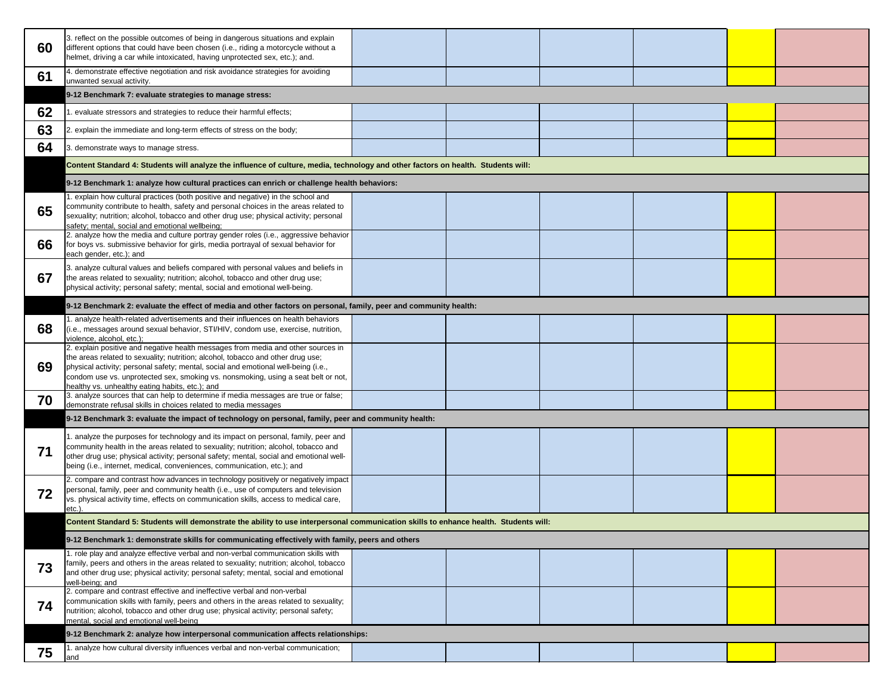| | | | | | | | |
|---|---|---|---|---|---|---|---|
| 60 | 3. reflect on the possible outcomes of being in dangerous situations and explain different options that could have been chosen (i.e., riding a motorcycle without a helmet, driving a car while intoxicated, having unprotected sex, etc.); and. | | | | | | |
| 61 | 4. demonstrate effective negotiation and risk avoidance strategies for avoiding unwanted sexual activity. | | | | | | |
| | **9-12 Benchmark 7: evaluate strategies to manage stress:** | | | | | | |
| 62 | 1. evaluate stressors and strategies to reduce their harmful effects; | | | | | | |
| 63 | 2. explain the immediate and long-term effects of stress on the body; | | | | | | |
| 64 | 3. demonstrate ways to manage stress. | | | | | | |
| | **Content Standard 4: Students will analyze the influence of culture, media, technology and other factors on health. Students will:** | | | | | | |
| | **9-12 Benchmark 1: analyze how cultural practices can enrich or challenge health behaviors:** | | | | | | |
| 65 | 1. explain how cultural practices (both positive and negative) in the school and community contribute to health, safety and personal choices in the areas related to sexuality; nutrition; alcohol, tobacco and other drug use; physical activity; personal safety; mental, social and emotional wellbeing; | | | | | | |
| 66 | 2. analyze how the media and culture portray gender roles (i.e., aggressive behavior for boys vs. submissive behavior for girls, media portrayal of sexual behavior for each gender, etc.); and | | | | | | |
| 67 | 3. analyze cultural values and beliefs compared with personal values and beliefs in the areas related to sexuality; nutrition; alcohol, tobacco and other drug use; physical activity; personal safety; mental, social and emotional well-being. | | | | | | |
| | **9-12 Benchmark 2: evaluate the effect of media and other factors on personal, family, peer and community health:** | | | | | | |
| 68 | 1. analyze health-related advertisements and their influences on health behaviors (i.e., messages around sexual behavior, STI/HIV, condom use, exercise, nutrition, violence, alcohol, etc.); | | | | | | |
| 69 | 2. explain positive and negative health messages from media and other sources in the areas related to sexuality; nutrition; alcohol, tobacco and other drug use; physical activity; personal safety; mental, social and emotional well-being (i.e., condom use vs. unprotected sex, smoking vs. nonsmoking, using a seat belt or not, healthy vs. unhealthy eating habits, etc.); and | | | | | | |
| 70 | 3. analyze sources that can help to determine if media messages are true or false; demonstrate refusal skills in choices related to media messages | | | | | | |
| | **9-12 Benchmark 3: evaluate the impact of technology on personal, family, peer and community health:** | | | | | | |
| 71 | 1. analyze the purposes for technology and its impact on personal, family, peer and community health in the areas related to sexuality; nutrition; alcohol, tobacco and other drug use; physical activity; personal safety; mental, social and emotional well-being (i.e., internet, medical, conveniences, communication, etc.); and | | | | | | |
| 72 | 2. compare and contrast how advances in technology positively or negatively impact personal, family, peer and community health (i.e., use of computers and television vs. physical activity time, effects on communication skills, access to medical care, etc.). | | | | | | |
| | **Content Standard 5: Students will demonstrate the ability to use interpersonal communication skills to enhance health. Students will:** | | | | | | |
| | **9-12 Benchmark 1: demonstrate skills for communicating effectively with family, peers and others** | | | | | | |
| 73 | 1. role play and analyze effective verbal and non-verbal communication skills with family, peers and others in the areas related to sexuality; nutrition; alcohol, tobacco and other drug use; physical activity; personal safety; mental, social and emotional well-being; and | | | | | | |
| 74 | 2. compare and contrast effective and ineffective verbal and non-verbal communication skills with family, peers and others in the areas related to sexuality; nutrition; alcohol, tobacco and other drug use; physical activity; personal safety; mental, social and emotional well-being | | | | | | |
| | **9-12 Benchmark 2: analyze how interpersonal communication affects relationships:** | | | | | | |
| 75 | 1. analyze how cultural diversity influences verbal and non-verbal communication; and | | | | | | |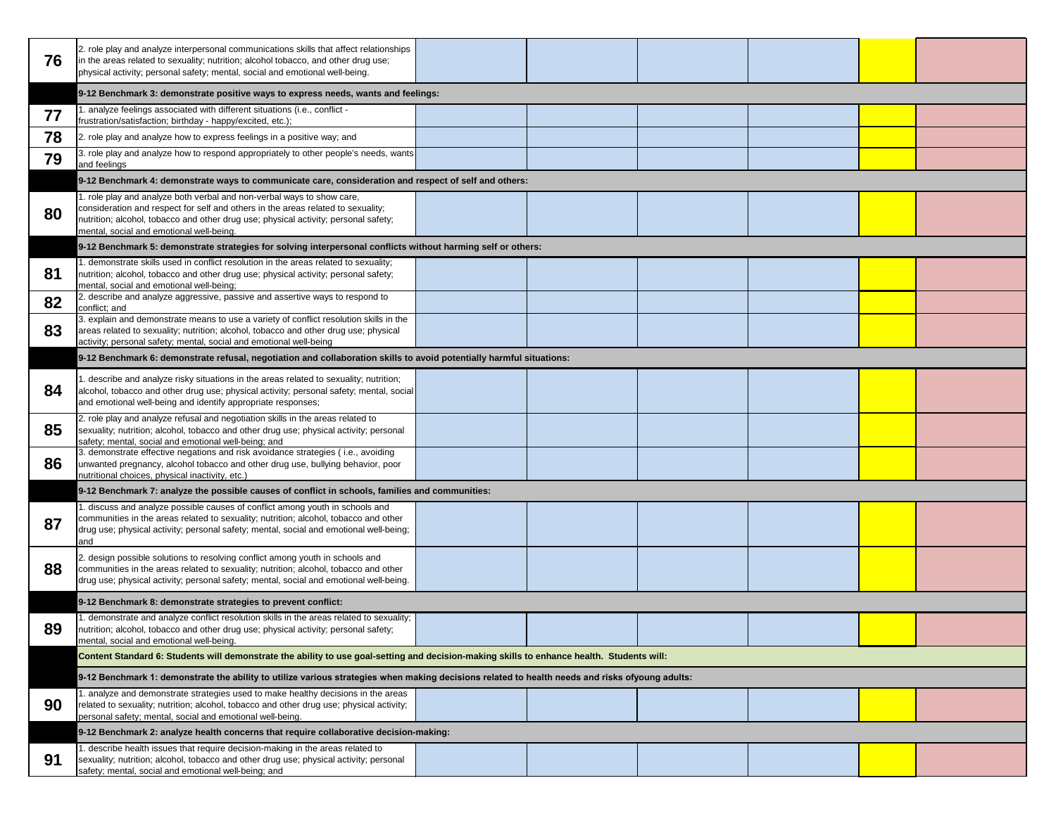| # | Standard | | | | | | |
|---|---|---|---|---|---|---|---|
| 76 | 2. role play and analyze interpersonal communications skills that affect relationships in the areas related to sexuality; nutrition; alcohol tobacco, and other drug use; physical activity; personal safety; mental, social and emotional well-being. | | | | | | |
| | **9-12 Benchmark 3: demonstrate positive ways to express needs, wants and feelings:** | | | | | | |
| 77 | 1. analyze feelings associated with different situations (i.e., conflict - frustration/satisfaction; birthday - happy/excited, etc.); | | | | | | |
| 78 | 2. role play and analyze how to express feelings in a positive way; and | | | | | | |
| 79 | 3. role play and analyze how to respond appropriately to other people's needs, wants and feelings | | | | | | |
| | **9-12 Benchmark 4: demonstrate ways to communicate care, consideration and respect of self and others:** | | | | | | |
| 80 | 1. role play and analyze both verbal and non-verbal ways to show care, consideration and respect for self and others in the areas related to sexuality; nutrition; alcohol, tobacco and other drug use; physical activity; personal safety; mental, social and emotional well-being. | | | | | | |
| | **9-12 Benchmark 5: demonstrate strategies for solving interpersonal conflicts without harming self or others:** | | | | | | |
| 81 | 1. demonstrate skills used in conflict resolution in the areas related to sexuality; nutrition; alcohol, tobacco and other drug use; physical activity; personal safety; mental, social and emotional well-being; | | | | | | |
| 82 | 2. describe and analyze aggressive, passive and assertive ways to respond to conflict; and | | | | | | |
| 83 | 3. explain and demonstrate means to use a variety of conflict resolution skills in the areas related to sexuality; nutrition; alcohol, tobacco and other drug use; physical activity; personal safety; mental, social and emotional well-being | | | | | | |
| | **9-12 Benchmark 6: demonstrate refusal, negotiation and collaboration skills to avoid potentially harmful situations:** | | | | | | |
| 84 | 1. describe and analyze risky situations in the areas related to sexuality; nutrition; alcohol, tobacco and other drug use; physical activity; personal safety; mental, social and emotional well-being and identify appropriate responses; | | | | | | |
| 85 | 2. role play and analyze refusal and negotiation skills in the areas related to sexuality; nutrition; alcohol, tobacco and other drug use; physical activity; personal safety; mental, social and emotional well-being; and | | | | | | |
| 86 | 3. demonstrate effective negations and risk avoidance strategies ( i.e., avoiding unwanted pregnancy, alcohol tobacco and other drug use, bullying behavior, poor nutritional choices, physical inactivity, etc.) | | | | | | |
| | **9-12 Benchmark 7: analyze the possible causes of conflict in schools, families and communities:** | | | | | | |
| 87 | 1. discuss and analyze possible causes of conflict among youth in schools and communities in the areas related to sexuality; nutrition; alcohol, tobacco and other drug use; physical activity; personal safety; mental, social and emotional well-being; and | | | | | | |
| 88 | 2. design possible solutions to resolving conflict among youth in schools and communities in the areas related to sexuality; nutrition; alcohol, tobacco and other drug use; physical activity; personal safety; mental, social and emotional well-being. | | | | | | |
| | **9-12 Benchmark 8: demonstrate strategies to prevent conflict:** | | | | | | |
| 89 | 1. demonstrate and analyze conflict resolution skills in the areas related to sexuality; nutrition; alcohol, tobacco and other drug use; physical activity; personal safety; mental, social and emotional well-being. | | | | | | |
| | **Content Standard 6: Students will demonstrate the ability to use goal-setting and decision-making skills to enhance health. Students will:** | | | | | | |
| | **9-12 Benchmark 1: demonstrate the ability to utilize various strategies when making decisions related to health needs and risks ofyoung adults:** | | | | | | |
| 90 | 1. analyze and demonstrate strategies used to make healthy decisions in the areas related to sexuality; nutrition; alcohol, tobacco and other drug use; physical activity; personal safety; mental, social and emotional well-being. | | | | | | |
| | **9-12 Benchmark 2: analyze health concerns that require collaborative decision-making:** | | | | | | |
| 91 | 1. describe health issues that require decision-making in the areas related to sexuality; nutrition; alcohol, tobacco and other drug use; physical activity; personal safety; mental, social and emotional well-being; and | | | | | | |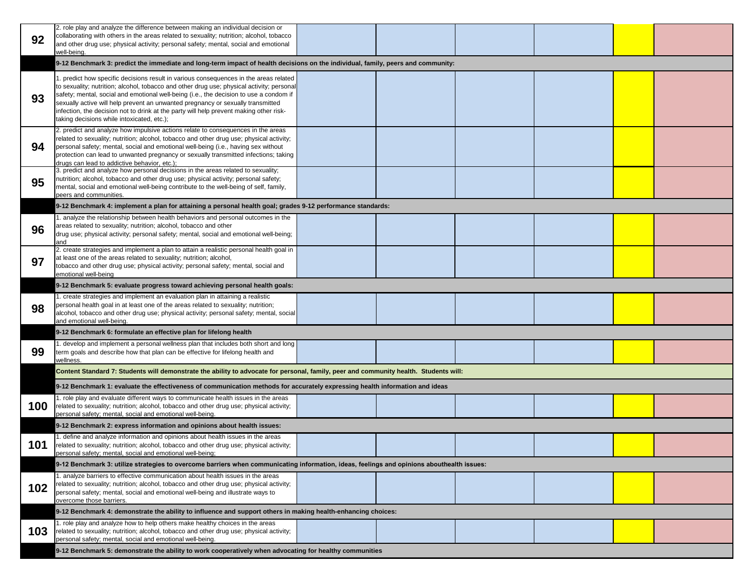| | | | | | | | |
|---|---|---|---|---|---|---|---|
| **92** | 2. role play and analyze the difference between making an individual decision or collaborating with others in the areas related to sexuality; nutrition; alcohol, tobacco and other drug use; physical activity; personal safety; mental, social and emotional well-being. | | | | | | |
| | **9-12 Benchmark 3: predict the immediate and long-term impact of health decisions on the individual, family, peers and community:** | | | | | | |
| **93** | 1. predict how specific decisions result in various consequences in the areas related to sexuality; nutrition; alcohol, tobacco and other drug use; physical activity; personal safety; mental, social and emotional well-being (i.e., the decision to use a condom if sexually active will help prevent an unwanted pregnancy or sexually transmitted infection, the decision not to drink at the party will help prevent making other risk-taking decisions while intoxicated, etc.); | | | | | | |
| **94** | 2. predict and analyze how impulsive actions relate to consequences in the areas related to sexuality; nutrition; alcohol, tobacco and other drug use; physical activity; personal safety; mental, social and emotional well-being (i.e., having sex without protection can lead to unwanted pregnancy or sexually transmitted infections; taking drugs can lead to addictive behavior, etc.); | | | | | | |
| **95** | 3. predict and analyze how personal decisions in the areas related to sexuality; nutrition; alcohol, tobacco and other drug use; physical activity; personal safety; mental, social and emotional well-being contribute to the well-being of self, family, peers and communities. | | | | | | |
| | **9-12 Benchmark 4: implement a plan for attaining a personal health goal; grades 9-12 performance standards:** | | | | | | |
| **96** | 1. analyze the relationship between health behaviors and personal outcomes in the areas related to sexuality; nutrition; alcohol, tobacco and other drug use; physical activity; personal safety; mental, social and emotional well-being; and | | | | | | |
| **97** | 2. create strategies and implement a plan to attain a realistic personal health goal in at least one of the areas related to sexuality; nutrition; alcohol, tobacco and other drug use; physical activity; personal safety; mental, social and emotional well-being | | | | | | |
| | **9-12 Benchmark 5: evaluate progress toward achieving personal health goals:** | | | | | | |
| **98** | 1. create strategies and implement an evaluation plan in attaining a realistic personal health goal in at least one of the areas related to sexuality; nutrition; alcohol, tobacco and other drug use; physical activity; personal safety; mental, social and emotional well-being. | | | | | | |
| | **9-12 Benchmark 6: formulate an effective plan for lifelong health** | | | | | | |
| **99** | 1. develop and implement a personal wellness plan that includes both short and long term goals and describe how that plan can be effective for lifelong health and wellness. | | | | | | |
| | **Content Standard 7: Students will demonstrate the ability to advocate for personal, family, peer and community health. Students will:** | | | | | | |
| | **9-12 Benchmark 1: evaluate the effectiveness of communication methods for accurately expressing health information and ideas** | | | | | | |
| **100** | 1. role play and evaluate different ways to communicate health issues in the areas related to sexuality; nutrition; alcohol, tobacco and other drug use; physical activity; personal safety; mental, social and emotional well-being. | | | | | | |
| | **9-12 Benchmark 2: express information and opinions about health issues:** | | | | | | |
| **101** | 1. define and analyze information and opinions about health issues in the areas related to sexuality; nutrition; alcohol, tobacco and other drug use; physical activity; personal safety; mental, social and emotional well-being; | | | | | | |
| | **9-12 Benchmark 3: utilize strategies to overcome barriers when communicating information, ideas, feelings and opinions abouthealth issues:** | | | | | | |
| **102** | 1. analyze barriers to effective communication about health issues in the areas related to sexuality; nutrition; alcohol, tobacco and other drug use; physical activity; personal safety; mental, social and emotional well-being and illustrate ways to overcome those barriers. | | | | | | |
| | **9-12 Benchmark 4: demonstrate the ability to influence and support others in making health-enhancing choices:** | | | | | | |
| **103** | 1. role play and analyze how to help others make healthy choices in the areas related to sexuality; nutrition; alcohol, tobacco and other drug use; physical activity; personal safety; mental, social and emotional well-being. | | | | | | |
| | **9-12 Benchmark 5: demonstrate the ability to work cooperatively when advocating for healthy communities** | | | | | | |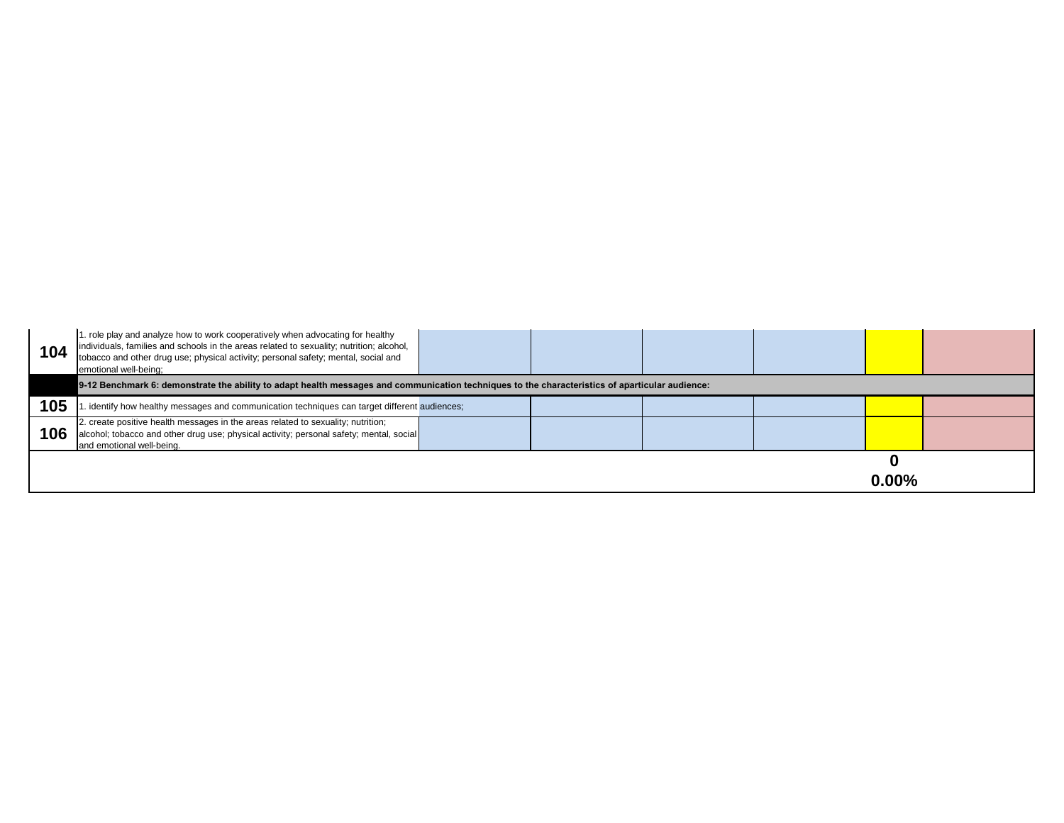| | | | | | | | |
|---|---|---|---|---|---|---|---|
| **104** | 1. role play and analyze how to work cooperatively when advocating for healthy individuals, families and schools in the areas related to sexuality; nutrition; alcohol, tobacco and other drug use; physical activity; personal safety; mental, social and emotional well-being; | | | | | | |
| | **9-12 Benchmark 6: demonstrate the ability to adapt health messages and communication techniques to the characteristics of aparticular audience:** | | | | | | |
| **105** | 1. identify how healthy messages and communication techniques can target different audiences; | | | | | | |
| **106** | 2. create positive health messages in the areas related to sexuality; nutrition; alcohol; tobacco and other drug use; physical activity; personal safety; mental, social and emotional well-being. | | | | | | |
| | | | | | | **0** | |
| | | | | | | **0.00%** | |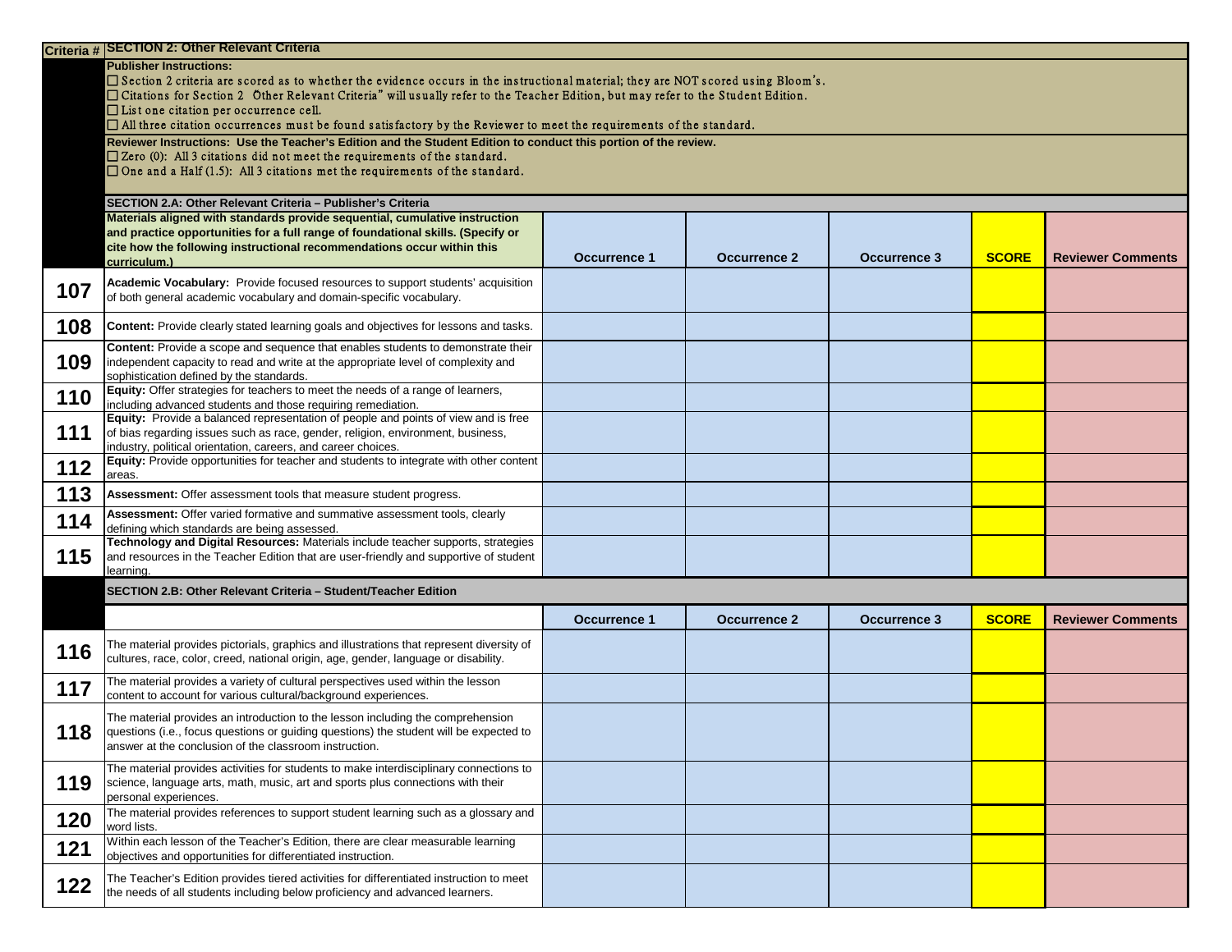| Criteria # | SECTION 2: Other Relevant Criteria | | | | | |
|---|---|---|---|---|---|---|
| | **Publisher Instructions:**<br>☐ Section 2 criteria are scored as to whether the evidence occurs in the instructional material; they are NOT scored using Bloom's.<br>☐ Citations for Section 2 Other Relevant Criteria" will usually refer to the Teacher Edition, but may refer to the Student Edition.<br>☐ List one citation per occurrence cell.<br>☐ All three citation occurrences must be found satisfactory by the Reviewer to meet the requirements of the standard. | | | | | |
| | **Reviewer Instructions: Use the Teacher's Edition and the Student Edition to conduct this portion of the review.**<br>☐ Zero (0): All 3 citations did not meet the requirements of the standard.<br>☐ One and a Half (1.5): All 3 citations met the requirements of the standard. | | | | | |
| | **SECTION 2.A: Other Relevant Criteria – Publisher's Criteria** | | | | | |
| | **Materials aligned with standards provide sequential, cumulative instruction and practice opportunities for a full range of foundational skills. (Specify or cite how the following instructional recommendations occur within this curriculum.)** | **Occurrence 1** | **Occurrence 2** | **Occurrence 3** | **SCORE** | **Reviewer Comments** |
| **107** | **Academic Vocabulary:** Provide focused resources to support students' acquisition of both general academic vocabulary and domain-specific vocabulary. | | | | | |
| **108** | **Content:** Provide clearly stated learning goals and objectives for lessons and tasks. | | | | | |
| **109** | **Content:** Provide a scope and sequence that enables students to demonstrate their independent capacity to read and write at the appropriate level of complexity and sophistication defined by the standards. | | | | | |
| **110** | **Equity:** Offer strategies for teachers to meet the needs of a range of learners, including advanced students and those requiring remediation. | | | | | |
| **111** | **Equity:** Provide a balanced representation of people and points of view and is free of bias regarding issues such as race, gender, religion, environment, business, industry, political orientation, careers, and career choices. | | | | | |
| **112** | **Equity:** Provide opportunities for teacher and students to integrate with other content areas. | | | | | |
| **113** | **Assessment:** Offer assessment tools that measure student progress. | | | | | |
| **114** | **Assessment:** Offer varied formative and summative assessment tools, clearly defining which standards are being assessed. | | | | | |
| **115** | **Technology and Digital Resources:** Materials include teacher supports, strategies and resources in the Teacher Edition that are user-friendly and supportive of student learning. | | | | | |
| | **SECTION 2.B: Other Relevant Criteria – Student/Teacher Edition** | | | | | |
| | | **Occurrence 1** | **Occurrence 2** | **Occurrence 3** | **SCORE** | **Reviewer Comments** |
| **116** | The material provides pictorials, graphics and illustrations that represent diversity of cultures, race, color, creed, national origin, age, gender, language or disability. | | | | | |
| **117** | The material provides a variety of cultural perspectives used within the lesson content to account for various cultural/background experiences. | | | | | |
| **118** | The material provides an introduction to the lesson including the comprehension questions (i.e., focus questions or guiding questions) the student will be expected to answer at the conclusion of the classroom instruction. | | | | | |
| **119** | The material provides activities for students to make interdisciplinary connections to science, language arts, math, music, art and sports plus connections with their personal experiences. | | | | | |
| **120** | The material provides references to support student learning such as a glossary and word lists. | | | | | |
| **121** | Within each lesson of the Teacher's Edition, there are clear measurable learning objectives and opportunities for differentiated instruction. | | | | | |
| **122** | The Teacher's Edition provides tiered activities for differentiated instruction to meet the needs of all students including below proficiency and advanced learners. | | | | | |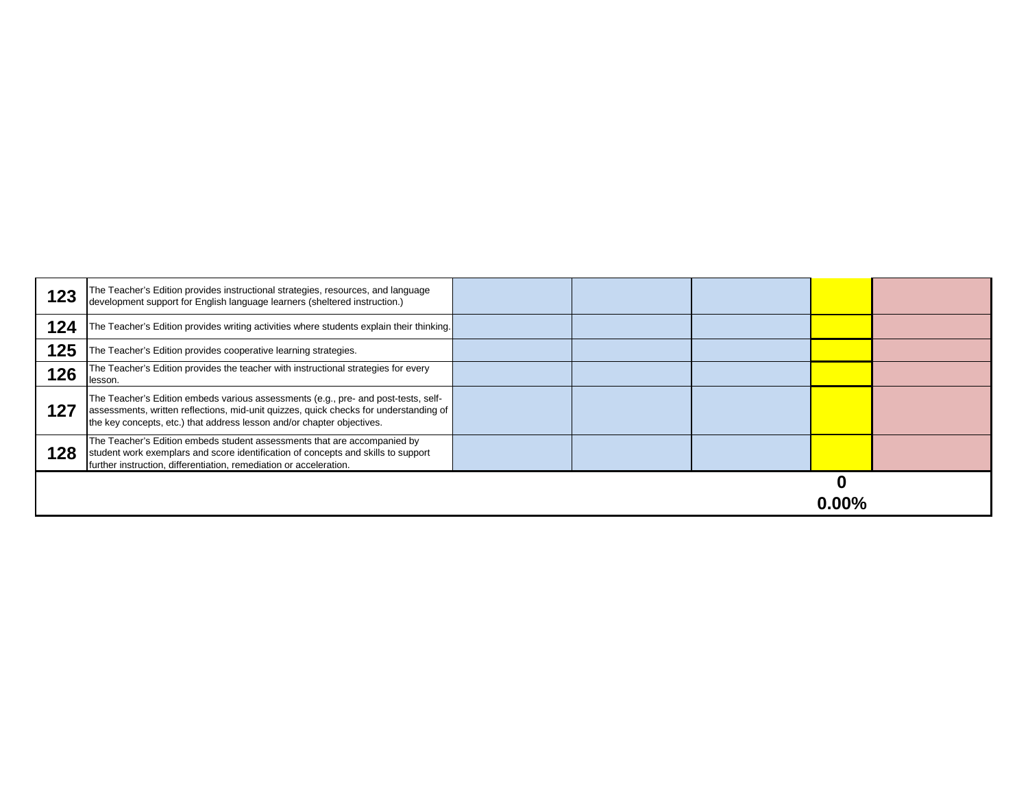| | | | | | | |
|---|---|---|---|---|---|---|
| **123** | The Teacher's Edition provides instructional strategies, resources, and language development support for English language learners (sheltered instruction.) | | | | | |
| **124** | The Teacher's Edition provides writing activities where students explain their thinking. | | | | | |
| **125** | The Teacher's Edition provides cooperative learning strategies. | | | | | |
| **126** | The Teacher's Edition provides the teacher with instructional strategies for every lesson. | | | | | |
| **127** | The Teacher's Edition embeds various assessments (e.g., pre- and post-tests, self-assessments, written reflections, mid-unit quizzes, quick checks for understanding of the key concepts, etc.) that address lesson and/or chapter objectives. | | | | | |
| **128** | The Teacher's Edition embeds student assessments that are accompanied by student work exemplars and score identification of concepts and skills to support further instruction, differentiation, remediation or acceleration. | | | | | |
| | | | | | **0**<br>**0.00%** | |